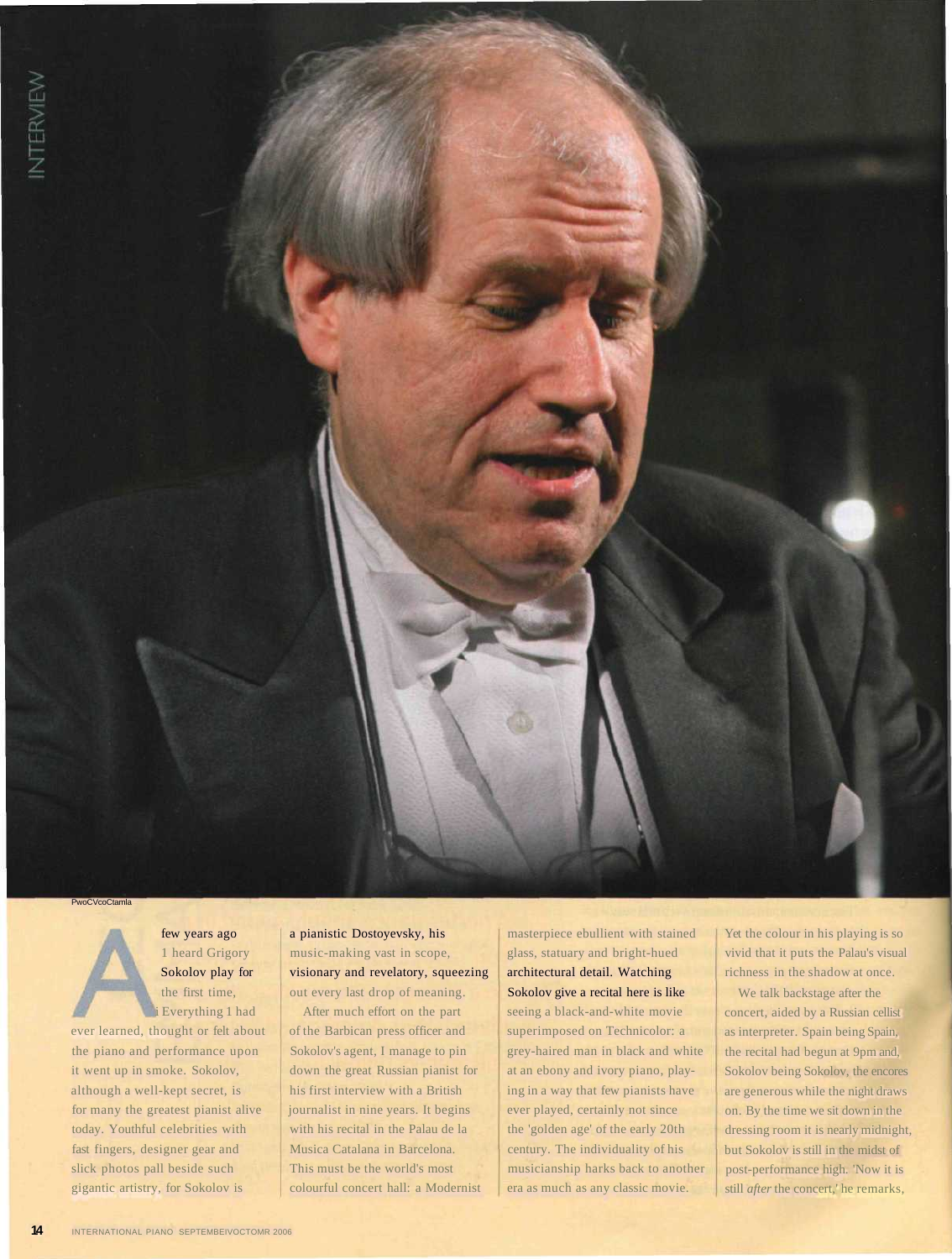A few years ago I heard Grigory Sokolov play for the first time. Everything I had ever learned, thought or felt about the piano and performance upon it went up in smoke. Sokolov, although a well-kept secret, is for many the greatest pianist alive today. Youthful celebrities with fast fingers, designer gear and slick photos pall beside such gigantic artistry, for Sokolov is a pianistic Dostoyevsky, his music-making vast in scope, visionary and revelatory, squeezing out every last drop of meaning.

After much effort on the part of the Barbican press officer and Sokolov's agent, I manage to pin down the great Russian pianist for his first interview with a British journalist in nine years. It begins with his recital in the Palau de la Musica Catalana in Barcelona. This must be the world's most colourful concert hall: a Modernist masterpiece ebullient with stained glass, statuary and bright-hued architectural detail. Watching Sokolov give a recital here is like seeing a black-and-white movie superimposed on Technicolor: a grey-haired man in black and white at an ebony and ivory piano, playing in a way that few pianists have ever played, certainly not since the 'golden age' of the early 20th century. The individuality of his musicianship harks back to another era as much as any classic movie. Yet the colour in his playing is so vivid that it puts the Palau's visual richness in the shadow at once.

We talk backstage after the concert, aided by a Russian cellist as interpreter. Spain being Spain, the recital had begun at 9pm and, Sokolov being Sokolov, the encores are generous while the night draws on. By the time we sit down in the dressing room it is nearly midnight, but Sokolov is still in the midst of post-performance high. 'Now it is still *after* the concert,' he remarks,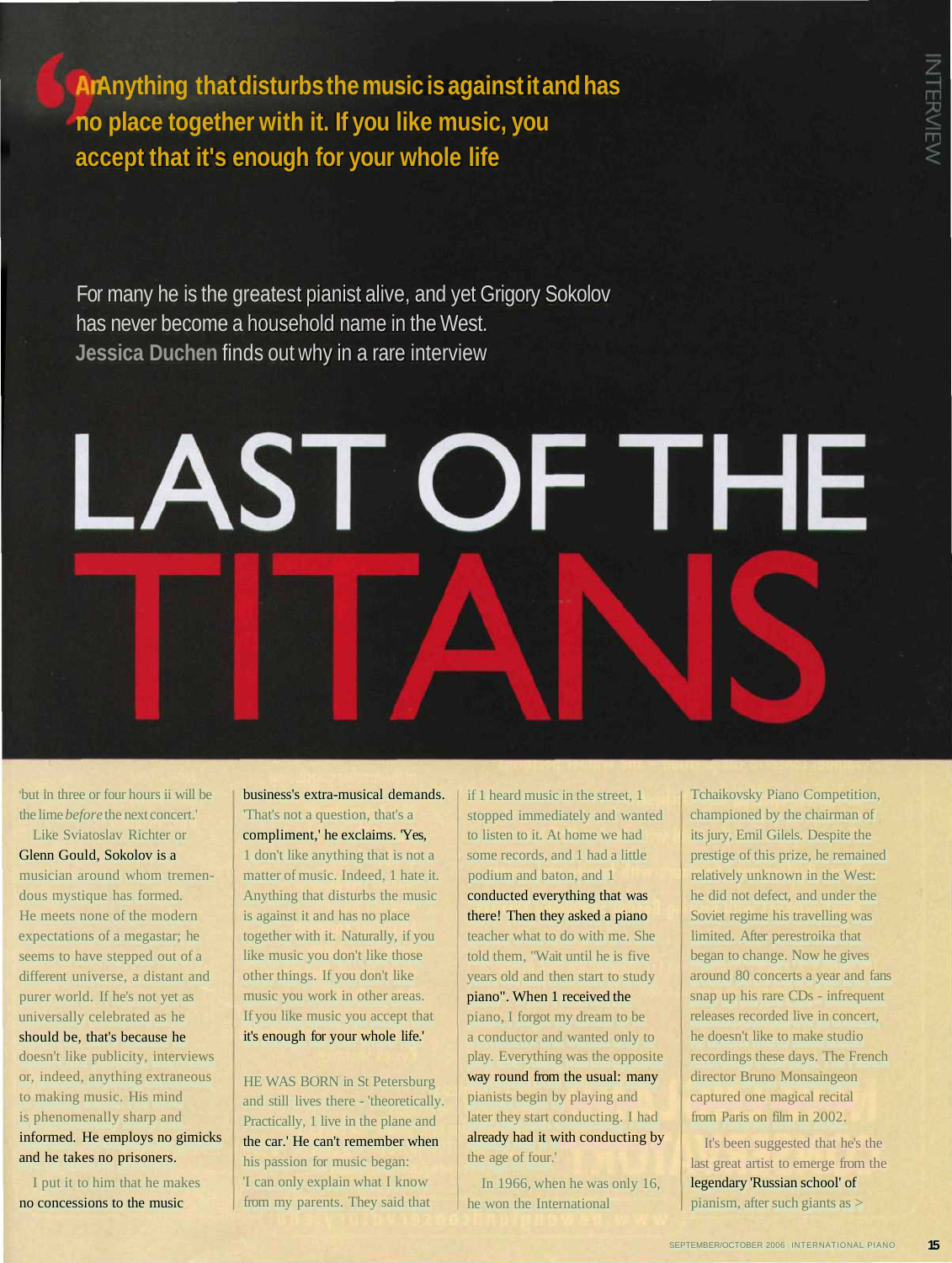> Anything that disturbs the music is against it and has no place together with it. If you like music, you accept that it's enough for your whole life

For many he is the greatest pianist alive, and yet Grigory Sokolov has never become a household name in the West. **Jessica Duchen** finds out why in a rare interview

# LAST OF THE TITANS

'but in three or four hours it will be the time *before* the next concert.'

Like Sviatoslav Richter or Glenn Gould, Sokolov is a musician around whom tremendous mystique has formed. He meets none of the modern expectations of a megastar; he seems to have stepped out of a different universe, a distant and purer world. If he's not yet as universally celebrated as he should be, that's because he doesn't like publicity, interviews or, indeed, anything extraneous to making music. His mind is phenomenally sharp and informed. He employs no gimicks and he takes no prisoners.

I put it to him that he makes no concessions to the music business's extra-musical demands. 'That's not a question, that's a compliment,' he exclaims. 'Yes, I don't like anything that is not a matter of music. Indeed, I hate it. Anything that disturbs the music is against it and has no place together with it. Naturally, if you like music you don't like those other things. If you don't like music you work in other areas. If you like music you accept that it's enough for your whole life.'

HE WAS BORN in St Petersburg and still lives there - 'theoretically. Practically, I live in the plane and the car.' He can't remember when his passion for music began: 'I can only explain what I know from my parents. They said that if I heard music in the street, I stopped immediately and wanted to listen to it. At home we had some records, and I had a little podium and baton, and I conducted everything that was there! Then they asked a piano teacher what to do with me. She told them, "Wait until he is five years old and then start to study piano". When I received the piano, I forgot my dream to be a conductor and wanted only to play. Everything was the opposite way round from the usual: many pianists begin by playing and later they start conducting. I had already had it with conducting by the age of four.'

In 1966, when he was only 16, he won the International Tchaikovsky Piano Competition, championed by the chairman of its jury, Emil Gilels. Despite the prestige of this prize, he remained relatively unknown in the West: he did not defect, and under the Soviet regime his travelling was limited. After perestroika that began to change. Now he gives around 80 concerts a year and fans snap up his rare CDs - infrequent releases recorded live in concert, he doesn't like to make studio recordings these days. The French director Bruno Monsaingeon captured one magical recital from Paris on film in 2002.

It's been suggested that he's the last great artist to emerge from the legendary 'Russian school' of pianism, after such giants as >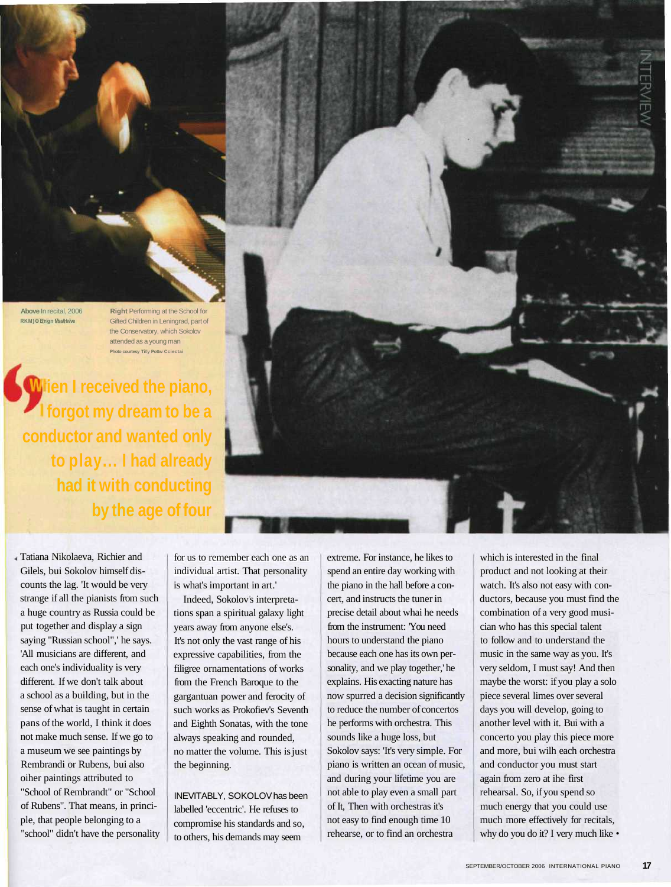**Above** In recital, 2006
RKM) © Brrgn MssHvive

**Right** Performing at the School for Gifted Children in Leningrad, part of the Conservatory, which Sokolov attended as a young man
Photo courtesy Tiiy Pottw Cciectai

> **Wlien I received the piano, I forgot my dream to be a conductor and wanted only to play... I had already had it with conducting by the age of four**

Tatiana Nikolaeva, Richier and Gilels, bui Sokolov himself discounts the lag. 'It would be very strange if all the pianists from such a huge country as Russia could be put together and display a sign saying "Russian school",' he says. 'All musicians are different, and each one's individuality is very different. If we don't talk about a school as a building, but in the sense of what is taught in certain pans of the world, I think it does not make much sense. If we go to a museum we see paintings by Rembrandi or Rubens, bui also oiher paintings attributed to "School of Rembrandt" or "School of Rubens". That means, in principle, that people belonging to a "school" didn't have the personality for us to remember each one as an individual artist. That personality is what's important in art.'

Indeed, Sokolov's interpretations span a spiritual galaxy light years away from anyone else's. It's not only the vast range of his expressive capabilities, from the filigree ornamentations of works from the French Baroque to the gargantuan power and ferocity of such works as Prokofiev's Seventh and Eighth Sonatas, with the tone always speaking and rounded, no matter the volume. This is just the beginning.

INEVITABLY, SOKOLOV has been labelled 'eccentric'. He refuses to compromise his standards and so, to others, his demands may seem extreme. For instance, he likes to spend an entire day working with the piano in the hall before a concert, and instructs the tuner in precise detail about whai he needs from the instrument: 'You need hours to understand the piano because each one has its own personality, and we play together,' he explains. His exacting nature has now spurred a decision significantly to reduce the number of concertos he performs with orchestra. This sounds like a huge loss, but Sokolov says: 'It's very simple. For piano is written an ocean of music, and during your lifetime you are not able to play even a small part of It, Then with orchestras it's not easy to find enough time 10 rehearse, or to find an orchestra which is interested in the final product and not looking at their watch. It's also not easy with conductors, because you must find the combination of a very good musician who has this special talent to follow and to understand the music in the same way as you. It's very seldom, I must say! And then maybe the worst: if you play a solo piece several limes over several days you will develop, going to another level with it. Bui with a concerto you play this piece more and more, bui wilh each orchestra and conductor you must start again from zero at ihe first rehearsal. So, if you spend so much energy that you could use much more effectively for recitals, why do you do it? I very much like •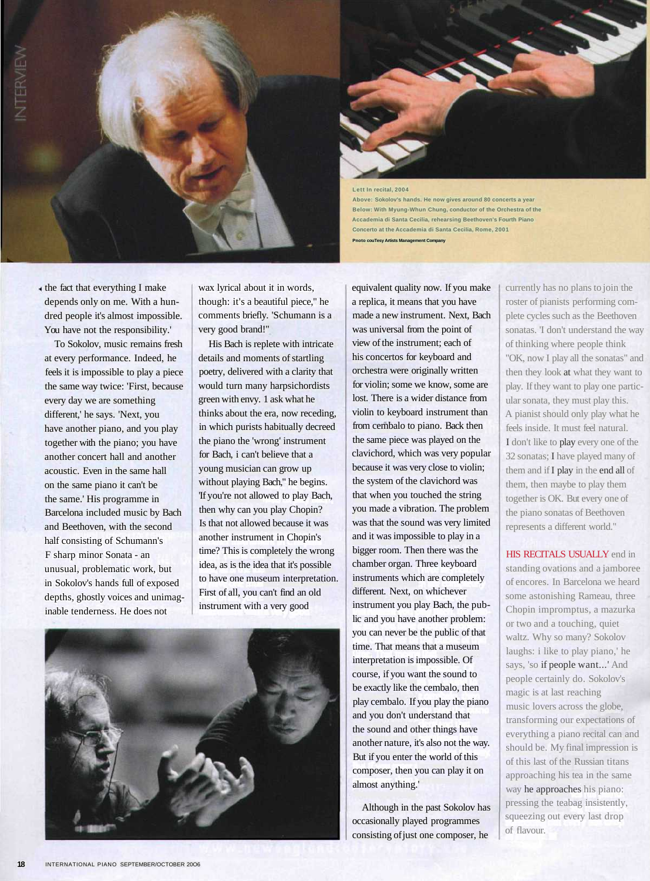Lett In recital, 2004
Above: Sokolov's hands. He now gives around 80 concerts a year
Below: With Myung-Whun Chung, conductor of the Orchestra of the Accademia di Santa Cecilia, rehearsing Beethoven's Fourth Piano Concerto at the Accademia di Santa Cecilia, Rome, 2001
Pnoto couTesy Artists Management Company

the fact that everything I make depends only on me. With a hundred people it's almost impossible. You have not the responsibility.'

To Sokolov, music remains fresh at every performance. Indeed, he feels it is impossible to play a piece the same way twice: 'First, because every day we are something different,' he says. 'Next, you have another piano, and you play together with the piano; you have another concert hall and another acoustic. Even in the same hall on the same piano it can't be the same.' His programme in Barcelona included music by Bach and Beethoven, with the second half consisting of Schumann's F sharp minor Sonata - an unusual, problematic work, but in Sokolov's hands full of exposed depths, ghostly voices and unimaginable tenderness. He does not wax lyrical about it in words, though: it's a beautiful piece," he comments briefly. 'Schumann is a very good brand!"

His Bach is replete with intricate details and moments of startling poetry, delivered with a clarity that would turn many harpsichordists green with envy. 1 ask what he thinks about the era, now receding, in which purists habitually decreed the piano the 'wrong' instrument for Bach, i can't believe that a young musician can grow up without playing Bach," he begins. 'If you're not allowed to play Bach, then why can you play Chopin? Is that not allowed because it was another instrument in Chopin's time? This is completely the wrong idea, as is the idea that it's possible to have one museum interpretation. First of all, you can't find an old instrument with a very good equivalent quality now. If you make a replica, it means that you have made a new instrument. Next, Bach was universal from the point of view of the instrument; each of his concertos for keyboard and orchestra were originally written for violin; some we know, some are lost. There is a wider distance from violin to keyboard instrument than from cembalo to piano. Back then the same piece was played on the clavichord, which was very popular because it was very close to violin; the system of the clavichord was that when you touched the string you made a vibration. The problem was that the sound was very limited and it was impossible to play in a bigger room. Then there was the chamber organ. Three keyboard instruments which are completely different. Next, on whichever instrument you play Bach, the public and you have another problem: you can never be the public of that time. That means that a museum interpretation is impossible. Of course, if you want the sound to be exactly like the cembalo, then play cembalo. If you play the piano and you don't understand that the sound and other things have another nature, it's also not the way. But if you enter the world of this composer, then you can play it on almost anything.'

Although in the past Sokolov has occasionally played programmes consisting of just one composer, he currently has no plans to join the roster of pianists performing complete cycles such as the Beethoven sonatas. 'I don't understand the way of thinking where people think "OK, now I play all the sonatas" and then they look at what they want to play. If they want to play one particular sonata, they must play this. A pianist should only play what he feels inside. It must feel natural. I don't like to play every one of the 32 sonatas; I have played many of them and if I play in the end all of them, then maybe to play them together is OK. But every one of the piano sonatas of Beethoven represents a different world."

HIS RECITALS USUALLY end in standing ovations and a jamboree of encores. In Barcelona we heard some astonishing Rameau, three Chopin impromptus, a mazurka or two and a touching, quiet waltz. Why so many? Sokolov laughs: i like to play piano,' he says, 'so if people want...' And people certainly do. Sokolov's magic is at last reaching music lovers across the globe, transforming our expectations of everything a piano recital can and should be. My final impression is of this last of the Russian titans approaching his tea in the same way he approaches his piano: pressing the teabag insistently, squeezing out every last drop of flavour.